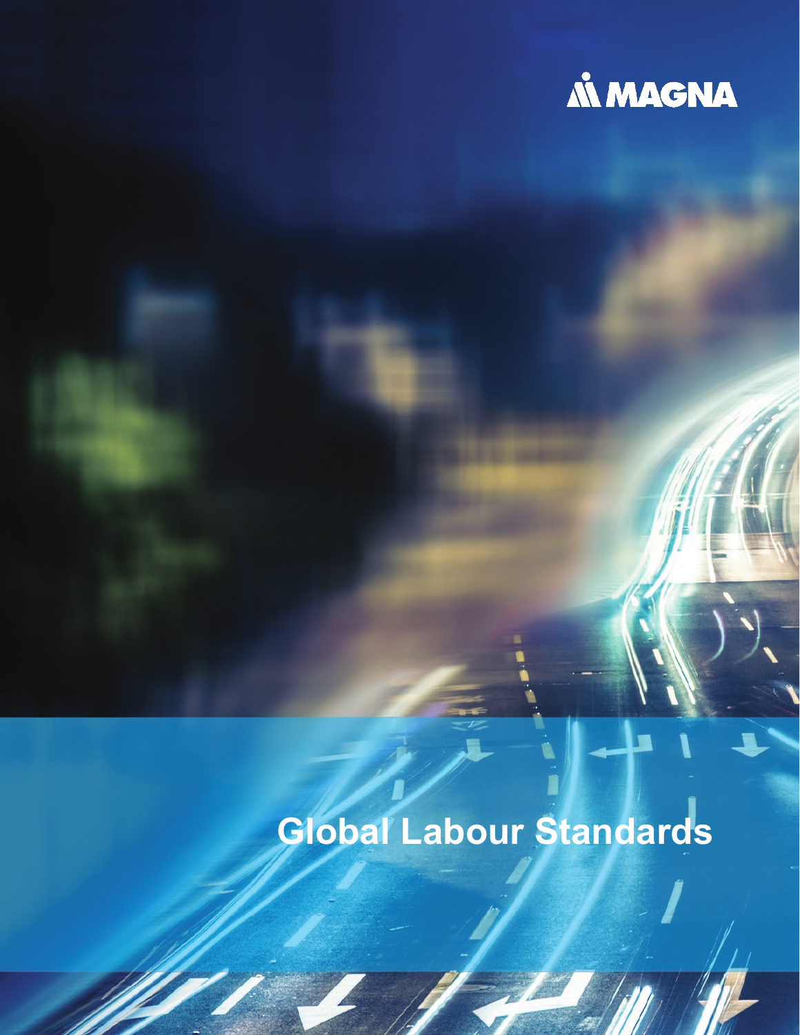MAGNA

# Global Labour Standards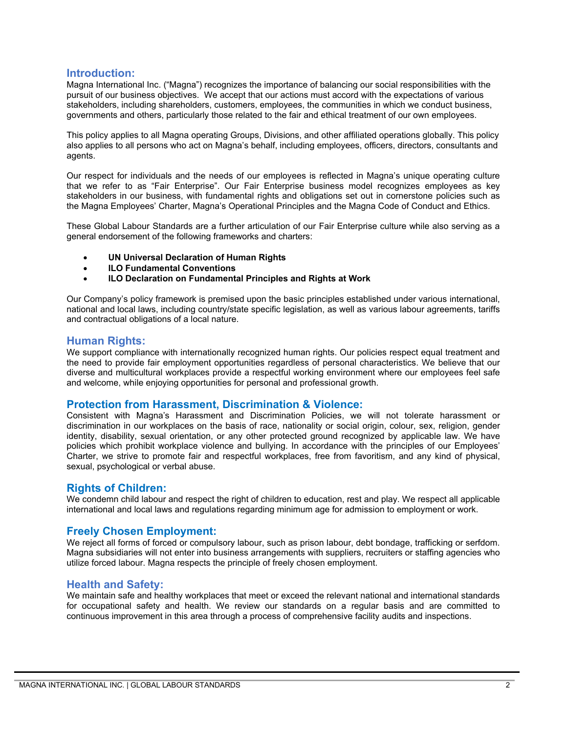## Introduction:

Magna International Inc. ("Magna") recognizes the importance of balancing our social responsibilities with the pursuit of our business objectives. We accept that our actions must accord with the expectations of various stakeholders, including shareholders, customers, employees, the communities in which we conduct business, governments and others, particularly those related to the fair and ethical treatment of our own employees.

This policy applies to all Magna operating Groups, Divisions, and other affiliated operations globally. This policy also applies to all persons who act on Magna's behalf, including employees, officers, directors, consultants and agents.

Our respect for individuals and the needs of our employees is reflected in Magna's unique operating culture that we refer to as "Fair Enterprise". Our Fair Enterprise business model recognizes employees as key stakeholders in our business, with fundamental rights and obligations set out in cornerstone policies such as the Magna Employees' Charter, Magna's Operational Principles and the Magna Code of Conduct and Ethics.

These Global Labour Standards are a further articulation of our Fair Enterprise culture while also serving as a general endorsement of the following frameworks and charters:

- **UN Universal Declaration of Human Rights**
- **ILO Fundamental Conventions**
- **ILO Declaration on Fundamental Principles and Rights at Work**

Our Company's policy framework is premised upon the basic principles established under various international, national and local laws, including country/state specific legislation, as well as various labour agreements, tariffs and contractual obligations of a local nature.

## Human Rights:

We support compliance with internationally recognized human rights. Our policies respect equal treatment and the need to provide fair employment opportunities regardless of personal characteristics. We believe that our diverse and multicultural workplaces provide a respectful working environment where our employees feel safe and welcome, while enjoying opportunities for personal and professional growth.

## Protection from Harassment, Discrimination & Violence:

Consistent with Magna's Harassment and Discrimination Policies, we will not tolerate harassment or discrimination in our workplaces on the basis of race, nationality or social origin, colour, sex, religion, gender identity, disability, sexual orientation, or any other protected ground recognized by applicable law. We have policies which prohibit workplace violence and bullying. In accordance with the principles of our Employees' Charter, we strive to promote fair and respectful workplaces, free from favoritism, and any kind of physical, sexual, psychological or verbal abuse.

## Rights of Children:

We condemn child labour and respect the right of children to education, rest and play. We respect all applicable international and local laws and regulations regarding minimum age for admission to employment or work.

## Freely Chosen Employment:

We reject all forms of forced or compulsory labour, such as prison labour, debt bondage, trafficking or serfdom. Magna subsidiaries will not enter into business arrangements with suppliers, recruiters or staffing agencies who utilize forced labour. Magna respects the principle of freely chosen employment.

## Health and Safety:

We maintain safe and healthy workplaces that meet or exceed the relevant national and international standards for occupational safety and health. We review our standards on a regular basis and are committed to continuous improvement in this area through a process of comprehensive facility audits and inspections.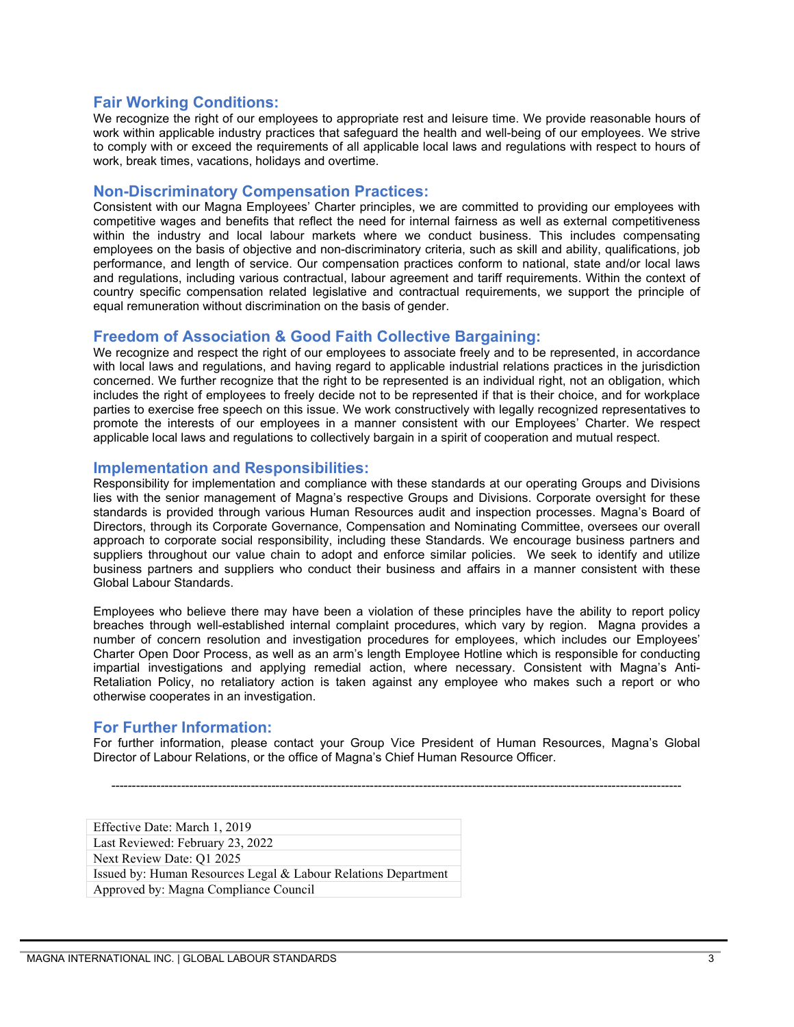## Fair Working Conditions:

We recognize the right of our employees to appropriate rest and leisure time. We provide reasonable hours of work within applicable industry practices that safeguard the health and well-being of our employees. We strive to comply with or exceed the requirements of all applicable local laws and regulations with respect to hours of work, break times, vacations, holidays and overtime.

## Non-Discriminatory Compensation Practices:

Consistent with our Magna Employees' Charter principles, we are committed to providing our employees with competitive wages and benefits that reflect the need for internal fairness as well as external competitiveness within the industry and local labour markets where we conduct business. This includes compensating employees on the basis of objective and non-discriminatory criteria, such as skill and ability, qualifications, job performance, and length of service. Our compensation practices conform to national, state and/or local laws and regulations, including various contractual, labour agreement and tariff requirements. Within the context of country specific compensation related legislative and contractual requirements, we support the principle of equal remuneration without discrimination on the basis of gender.

## Freedom of Association & Good Faith Collective Bargaining:

We recognize and respect the right of our employees to associate freely and to be represented, in accordance with local laws and regulations, and having regard to applicable industrial relations practices in the jurisdiction concerned. We further recognize that the right to be represented is an individual right, not an obligation, which includes the right of employees to freely decide not to be represented if that is their choice, and for workplace parties to exercise free speech on this issue. We work constructively with legally recognized representatives to promote the interests of our employees in a manner consistent with our Employees' Charter. We respect applicable local laws and regulations to collectively bargain in a spirit of cooperation and mutual respect.

## Implementation and Responsibilities:

Responsibility for implementation and compliance with these standards at our operating Groups and Divisions lies with the senior management of Magna's respective Groups and Divisions. Corporate oversight for these standards is provided through various Human Resources audit and inspection processes. Magna's Board of Directors, through its Corporate Governance, Compensation and Nominating Committee, oversees our overall approach to corporate social responsibility, including these Standards. We encourage business partners and suppliers throughout our value chain to adopt and enforce similar policies. We seek to identify and utilize business partners and suppliers who conduct their business and affairs in a manner consistent with these Global Labour Standards.

Employees who believe there may have been a violation of these principles have the ability to report policy breaches through well-established internal complaint procedures, which vary by region. Magna provides a number of concern resolution and investigation procedures for employees, which includes our Employees' Charter Open Door Process, as well as an arm's length Employee Hotline which is responsible for conducting impartial investigations and applying remedial action, where necessary. Consistent with Magna's Anti-Retaliation Policy, no retaliatory action is taken against any employee who makes such a report or who otherwise cooperates in an investigation.

## For Further Information:

For further information, please contact your Group Vice President of Human Resources, Magna's Global Director of Labour Relations, or the office of Magna's Chief Human Resource Officer.

---

| |
|---|
| Effective Date: March 1, 2019 |
| Last Reviewed: February 23, 2022 |
| Next Review Date: Q1 2025 |
| Issued by: Human Resources Legal & Labour Relations Department |
| Approved by: Magna Compliance Council |